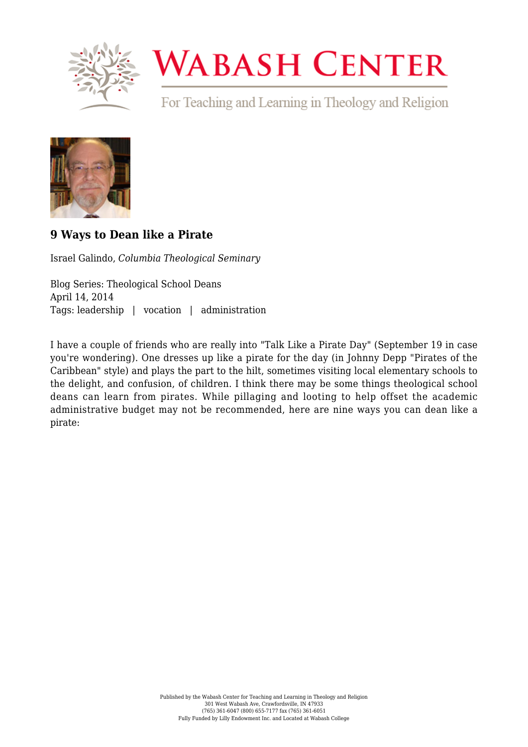# WABASH CENTER

For Teaching and Learning in Theology and Religion

## 9 Ways to Dean like a Pirate

Israel Galindo, *Columbia Theological Seminary*

Blog Series: Theological School Deans
April 14, 2014
Tags: leadership | vocation | administration

I have a couple of friends who are really into "Talk Like a Pirate Day" (September 19 in case you're wondering). One dresses up like a pirate for the day (in Johnny Depp "Pirates of the Caribbean" style) and plays the part to the hilt, sometimes visiting local elementary schools to the delight, and confusion, of children. I think there may be some things theological school deans can learn from pirates. While pillaging and looting to help offset the academic administrative budget may not be recommended, here are nine ways you can dean like a pirate: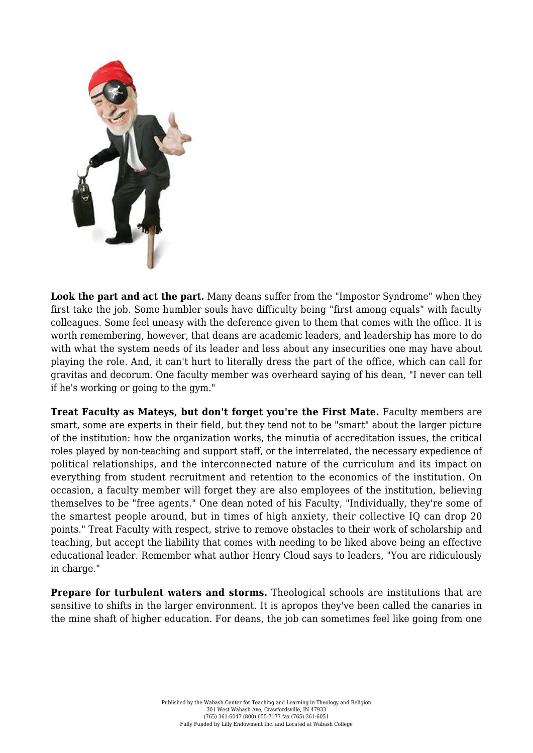**Look the part and act the part.** Many deans suffer from the "Impostor Syndrome" when they first take the job. Some humbler souls have difficulty being "first among equals" with faculty colleagues. Some feel uneasy with the deference given to them that comes with the office. It is worth remembering, however, that deans are academic leaders, and leadership has more to do with what the system needs of its leader and less about any insecurities one may have about playing the role. And, it can't hurt to literally dress the part of the office, which can call for gravitas and decorum. One faculty member was overheard saying of his dean, "I never can tell if he's working or going to the gym."

**Treat Faculty as Mateys, but don't forget you're the First Mate.** Faculty members are smart, some are experts in their field, but they tend not to be "smart" about the larger picture of the institution: how the organization works, the minutia of accreditation issues, the critical roles played by non-teaching and support staff, or the interrelated, the necessary expedience of political relationships, and the interconnected nature of the curriculum and its impact on everything from student recruitment and retention to the economics of the institution. On occasion, a faculty member will forget they are also employees of the institution, believing themselves to be "free agents." One dean noted of his Faculty, "Individually, they're some of the smartest people around, but in times of high anxiety, their collective IQ can drop 20 points." Treat Faculty with respect, strive to remove obstacles to their work of scholarship and teaching, but accept the liability that comes with needing to be liked above being an effective educational leader. Remember what author Henry Cloud says to leaders, "You are ridiculously in charge."

**Prepare for turbulent waters and storms.** Theological schools are institutions that are sensitive to shifts in the larger environment. It is apropos they've been called the canaries in the mine shaft of higher education. For deans, the job can sometimes feel like going from one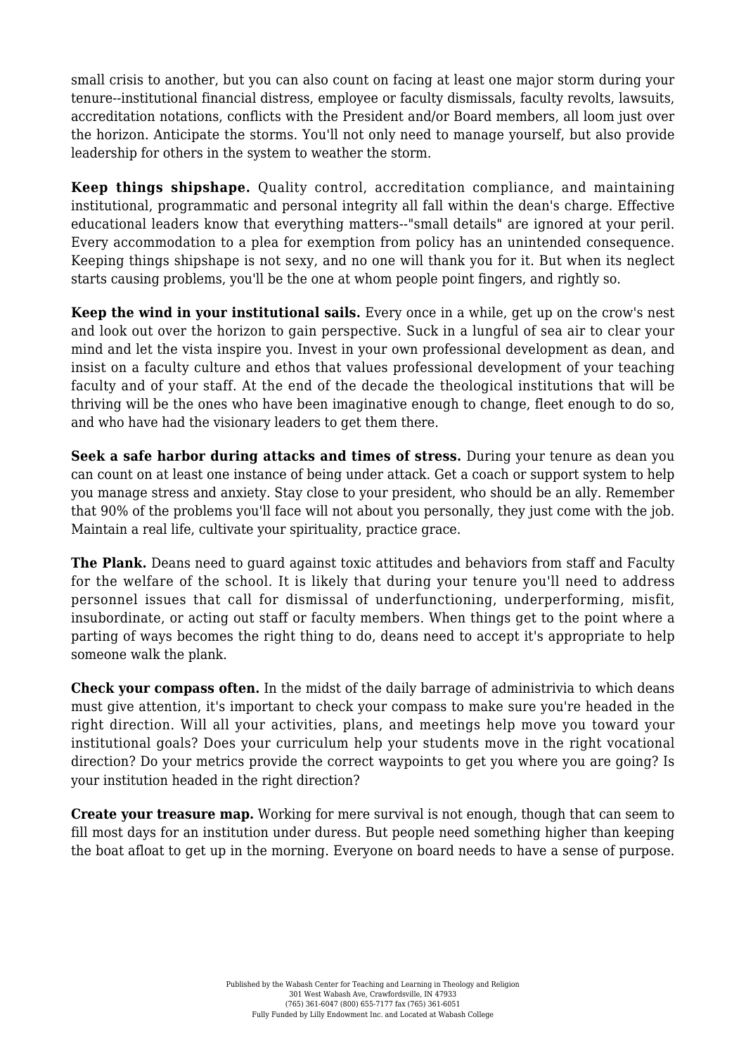small crisis to another, but you can also count on facing at least one major storm during your tenure--institutional financial distress, employee or faculty dismissals, faculty revolts, lawsuits, accreditation notations, conflicts with the President and/or Board members, all loom just over the horizon. Anticipate the storms. You'll not only need to manage yourself, but also provide leadership for others in the system to weather the storm.

**Keep things shipshape.** Quality control, accreditation compliance, and maintaining institutional, programmatic and personal integrity all fall within the dean's charge. Effective educational leaders know that everything matters--"small details" are ignored at your peril. Every accommodation to a plea for exemption from policy has an unintended consequence. Keeping things shipshape is not sexy, and no one will thank you for it. But when its neglect starts causing problems, you'll be the one at whom people point fingers, and rightly so.

**Keep the wind in your institutional sails.** Every once in a while, get up on the crow's nest and look out over the horizon to gain perspective. Suck in a lungful of sea air to clear your mind and let the vista inspire you. Invest in your own professional development as dean, and insist on a faculty culture and ethos that values professional development of your teaching faculty and of your staff. At the end of the decade the theological institutions that will be thriving will be the ones who have been imaginative enough to change, fleet enough to do so, and who have had the visionary leaders to get them there.

**Seek a safe harbor during attacks and times of stress.** During your tenure as dean you can count on at least one instance of being under attack. Get a coach or support system to help you manage stress and anxiety. Stay close to your president, who should be an ally. Remember that 90% of the problems you'll face will not about you personally, they just come with the job. Maintain a real life, cultivate your spirituality, practice grace.

**The Plank.** Deans need to guard against toxic attitudes and behaviors from staff and Faculty for the welfare of the school. It is likely that during your tenure you'll need to address personnel issues that call for dismissal of underfunctioning, underperforming, misfit, insubordinate, or acting out staff or faculty members. When things get to the point where a parting of ways becomes the right thing to do, deans need to accept it's appropriate to help someone walk the plank.

**Check your compass often.** In the midst of the daily barrage of administrivia to which deans must give attention, it's important to check your compass to make sure you're headed in the right direction. Will all your activities, plans, and meetings help move you toward your institutional goals? Does your curriculum help your students move in the right vocational direction? Do your metrics provide the correct waypoints to get you where you are going? Is your institution headed in the right direction?

**Create your treasure map.** Working for mere survival is not enough, though that can seem to fill most days for an institution under duress. But people need something higher than keeping the boat afloat to get up in the morning. Everyone on board needs to have a sense of purpose.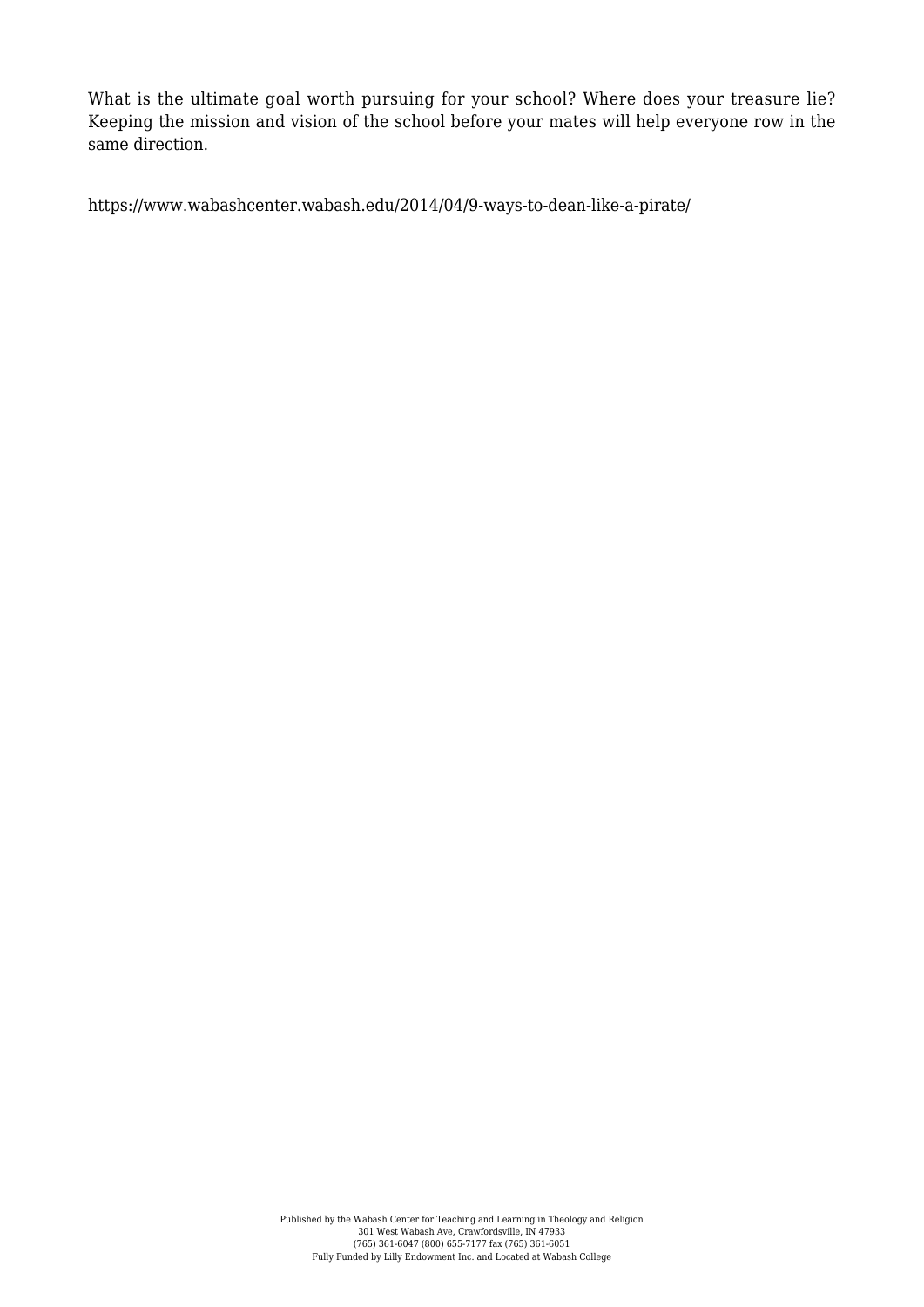What is the ultimate goal worth pursuing for your school? Where does your treasure lie? Keeping the mission and vision of the school before your mates will help everyone row in the same direction.

https://www.wabashcenter.wabash.edu/2014/04/9-ways-to-dean-like-a-pirate/